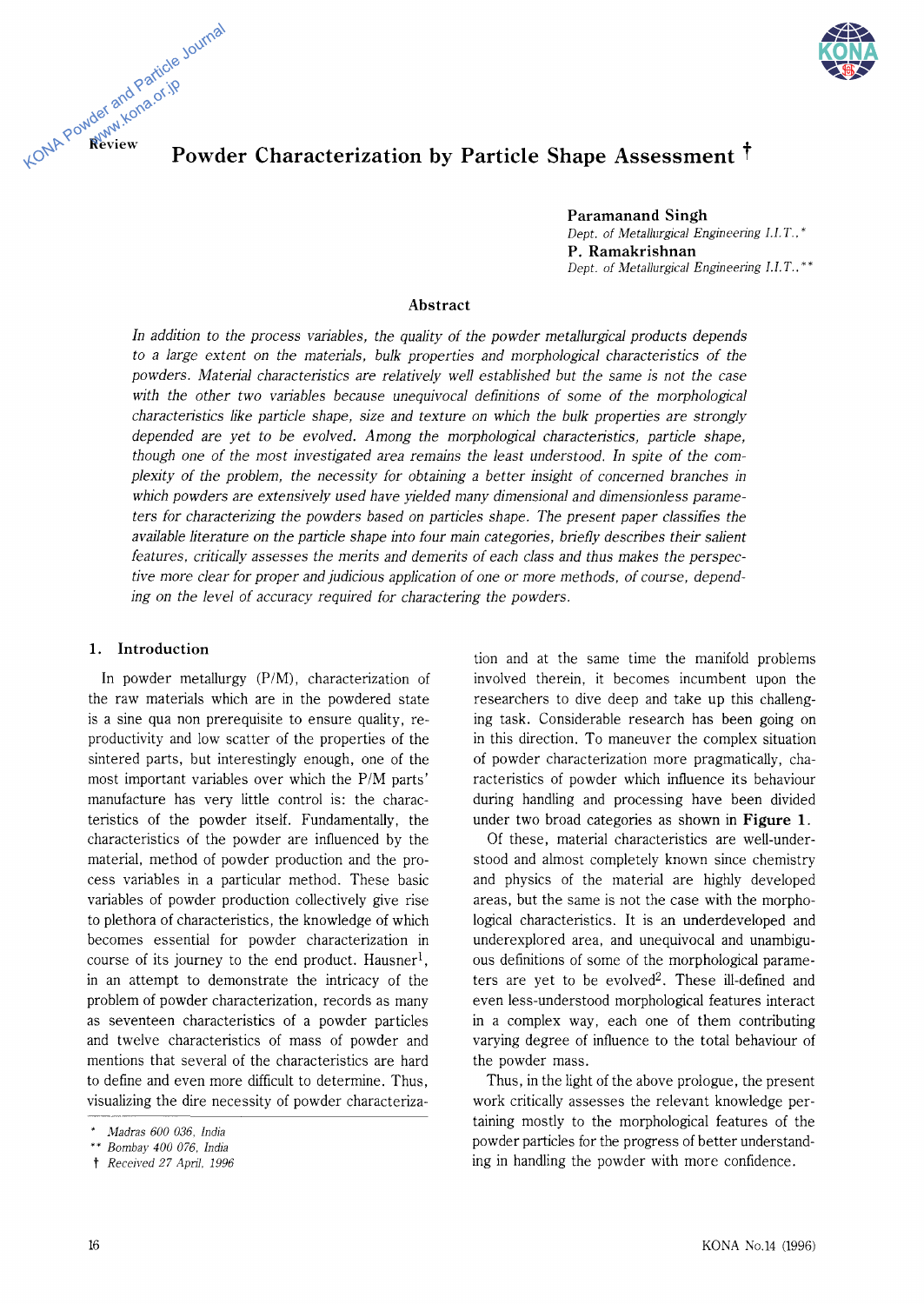Review

# Powder Characterization by Particle Shape Assessment †

**Paramanand Singh**
*Dept. of Metallurgical Engineering I.I.T.,\**
**P. Ramakrishnan**
*Dept. of Metallurgical Engineering I.I.T.,\*\**

## Abstract

*In addition to the process variables, the quality of the powder metallurgical products depends to a large extent on the materials, bulk properties and morphological characteristics of the powders. Material characteristics are relatively well established but the same is not the case with the other two variables because unequivocal definitions of some of the morphological characteristics like particle shape, size and texture on which the bulk properties are strongly depended are yet to be evolved. Among the morphological characteristics, particle shape, though one of the most investigated area remains the least understood. In spite of the complexity of the problem, the necessity for obtaining a better insight of concerned branches in which powders are extensively used have yielded many dimensional and dimensionless parameters for characterizing the powders based on particles shape. The present paper classifies the available literature on the particle shape into four main categories, briefly describes their salient features, critically assesses the merits and demerits of each class and thus makes the perspective more clear for proper and judicious application of one or more methods, of course, depending on the level of accuracy required for charactering the powders.*

## 1. Introduction

In powder metallurgy (P/M), characterization of the raw materials which are in the powdered state is a sine qua non prerequisite to ensure quality, reproductivity and low scatter of the properties of the sintered parts, but interestingly enough, one of the most important variables over which the P/M parts' manufacture has very little control is: the characteristics of the powder itself. Fundamentally, the characteristics of the powder are influenced by the material, method of powder production and the process variables in a particular method. These basic variables of powder production collectively give rise to plethora of characteristics, the knowledge of which becomes essential for powder characterization in course of its journey to the end product. Hausner[1], in an attempt to demonstrate the intricacy of the problem of powder characterization, records as many as seventeen characteristics of a powder particles and twelve characteristics of mass of powder and mentions that several of the characteristics are hard to define and even more difficult to determine. Thus, visualizing the dire necessity of powder characterization and at the same time the manifold problems involved therein, it becomes incumbent upon the researchers to dive deep and take up this challenging task. Considerable research has been going on in this direction. To maneuver the complex situation of powder characterization more pragmatically, characteristics of powder which influence its behaviour during handling and processing have been divided under two broad categories as shown in **Figure 1**.

Of these, material characteristics are well-understood and almost completely known since chemistry and physics of the material are highly developed areas, but the same is not the case with the morphological characteristics. It is an underdeveloped and underexplored area, and unequivocal and unambiguous definitions of some of the morphological parameters are yet to be evolved[2]. These ill-defined and even less-understood morphological features interact in a complex way, each one of them contributing varying degree of influence to the total behaviour of the powder mass.

Thus, in the light of the above prologue, the present work critically assesses the relevant knowledge pertaining mostly to the morphological features of the powder particles for the progress of better understanding in handling the powder with more confidence.

---

\* Madras 600 036, India
\*\* Bombay 400 076, India
† Received 27 April, 1996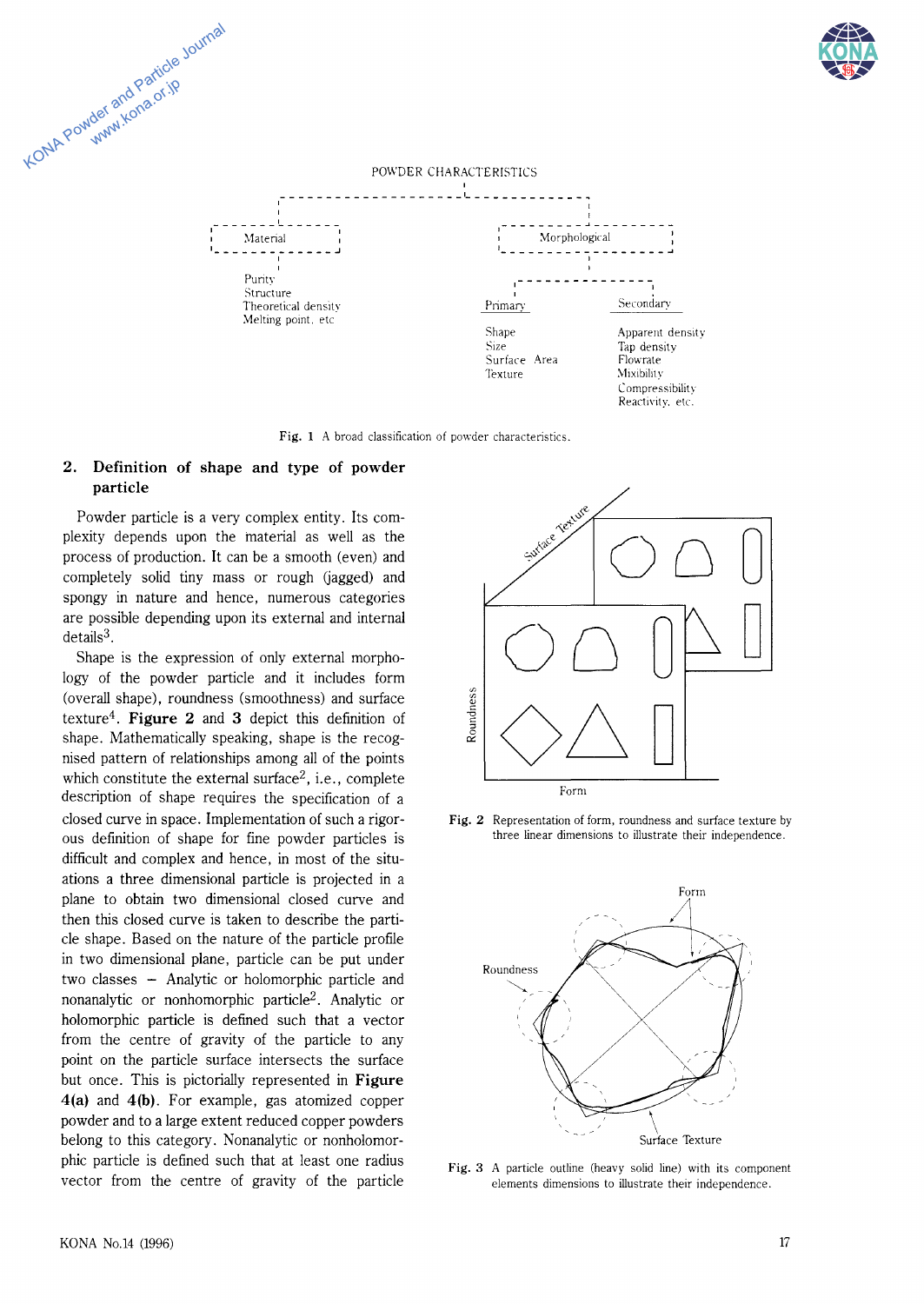POWDER CHARACTERISTICS

- Material
  - Purity
  - Structure
  - Theoretical density
  - Melting point, etc
- Morphological
  - Primary
    - Shape
    - Size
    - Surface Area
    - Texture
  - Secondary
    - Apparent density
    - Tap density
    - Flowrate
    - Mixibility
    - Compressibility
    - Reactivity, etc.

**Fig. 1** A broad classification of powder characteristics.

## 2. Definition of shape and type of powder particle

Powder particle is a very complex entity. Its complexity depends upon the material as well as the process of production. It can be a smooth (even) and completely solid tiny mass or rough (jagged) and spongy in nature and hence, numerous categories are possible depending upon its external and internal details[3].

Shape is the expression of only external morphology of the powder particle and it includes form (overall shape), roundness (smoothness) and surface texture[4]. **Figure 2** and **3** depict this definition of shape. Mathematically speaking, shape is the recognised pattern of relationships among all of the points which constitute the external surface[2], i.e., complete description of shape requires the specification of a closed curve in space. Implementation of such a rigorous definition of shape for fine powder particles is difficult and complex and hence, in most of the situations a three dimensional particle is projected in a plane to obtain two dimensional closed curve and then this closed curve is taken to describe the particle shape. Based on the nature of the particle profile in two dimensional plane, particle can be put under two classes – Analytic or holomorphic particle and nonanalytic or nonhomorphic particle[2]. Analytic or holomorphic particle is defined such that a vector from the centre of gravity of the particle to any point on the particle surface intersects the surface but once. This is pictorially represented in **Figure 4(a)** and **4(b)**. For example, gas atomized copper powder and to a large extent reduced copper powders belong to this category. Nonanalytic or nonholomorphic particle is defined such that at least one radius vector from the centre of gravity of the particle

**Fig. 2** Representation of form, roundness and surface texture by three linear dimensions to illustrate their independence.

**Fig. 3** A particle outline (heavy solid line) with its component elements dimensions to illustrate their independence.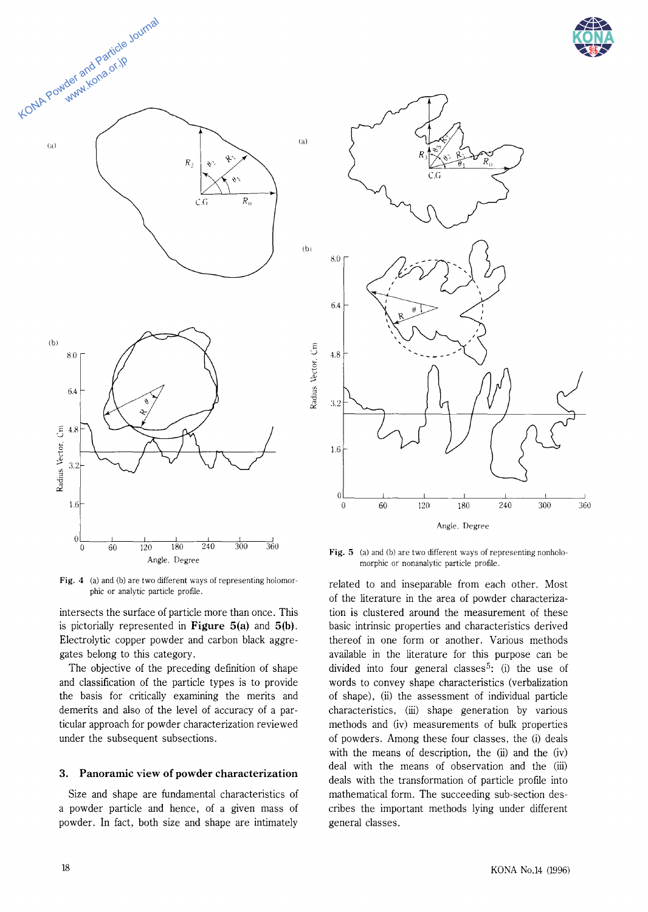Fig. 4 (a) and (b) are two different ways of representing holomorphic or analytic particle profile.

Fig. 5 (a) and (b) are two different ways of representing nonholomorphic or nonanalytic particle profile.

intersects the surface of particle more than once. This is pictorially represented in **Figure 5(a)** and **5(b)**. Electrolytic copper powder and carbon black aggregates belong to this category.

The objective of the preceding definition of shape and classification of the particle types is to provide the basis for critically examining the merits and demerits and also of the level of accuracy of a particular approach for powder characterization reviewed under the subsequent subsections.

## 3. Panoramic view of powder characterization

Size and shape are fundamental characteristics of a powder particle and hence, of a given mass of powder. In fact, both size and shape are intimately related to and inseparable from each other. Most of the literature in the area of powder characterization is clustered around the measurement of these basic intrinsic properties and characteristics derived thereof in one form or another. Various methods available in the literature for this purpose can be divided into four general classes[5]: (i) the use of words to convey shape characteristics (verbalization of shape), (ii) the assessment of individual particle characteristics, (iii) shape generation by various methods and (iv) measurements of bulk properties of powders. Among these four classes, the (i) deals with the means of description, the (ii) and the (iv) deal with the means of observation and the (iii) deals with the transformation of particle profile into mathematical form. The succeeding sub-section describes the important methods lying under different general classes.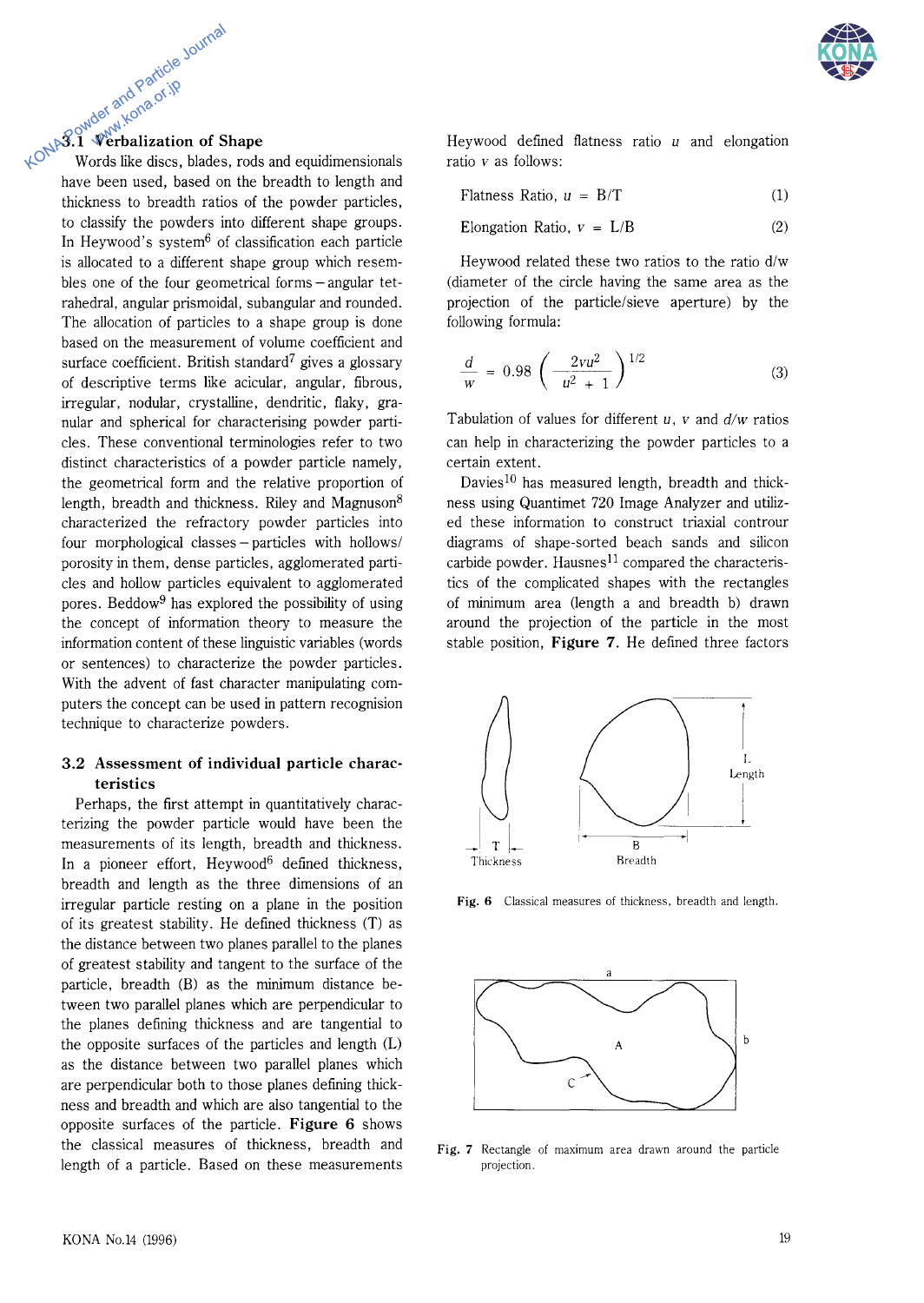### 3.1 Verbalization of Shape

Words like discs, blades, rods and equidimensionals have been used, based on the breadth to length and thickness to breadth ratios of the powder particles, to classify the powders into different shape groups. In Heywood's system[6] of classification each particle is allocated to a different shape group which resembles one of the four geometrical forms – angular tetrahedral, angular prismoidal, subangular and rounded. The allocation of particles to a shape group is done based on the measurement of volume coefficient and surface coefficient. British standard[7] gives a glossary of descriptive terms like acicular, angular, fibrous, irregular, nodular, crystalline, dendritic, flaky, granular and spherical for characterising powder particles. These conventional terminologies refer to two distinct characteristics of a powder particle namely, the geometrical form and the relative proportion of length, breadth and thickness. Riley and Magnuson[8] characterized the refractory powder particles into four morphological classes – particles with hollows/porosity in them, dense particles, agglomerated particles and hollow particles equivalent to agglomerated pores. Beddow[9] has explored the possibility of using the concept of information theory to measure the information content of these linguistic variables (words or sentences) to characterize the powder particles. With the advent of fast character manipulating computers the concept can be used in pattern recognition technique to characterize powders.

### 3.2 Assessment of individual particle characteristics

Perhaps, the first attempt in quantitatively characterizing the powder particle would have been the measurements of its length, breadth and thickness. In a pioneer effort, Heywood[6] defined thickness, breadth and length as the three dimensions of an irregular particle resting on a plane in the position of its greatest stability. He defined thickness (T) as the distance between two planes parallel to the planes of greatest stability and tangent to the surface of the particle, breadth (B) as the minimum distance between two parallel planes which are perpendicular to the planes defining thickness and are tangential to the opposite surfaces of the particles and length (L) as the distance between two parallel planes which are perpendicular both to those planes defining thickness and breadth and which are also tangential to the opposite surfaces of the particle. **Figure 6** shows the classical measures of thickness, breadth and length of a particle. Based on these measurements Heywood defined flatness ratio $u$ and elongation ratio $v$ as follows:

$$\text{Flatness Ratio, } u = B/T \tag{1}$$

$$\text{Elongation Ratio, } v = L/B \tag{2}$$

Heywood related these two ratios to the ratio d/w (diameter of the circle having the same area as the projection of the particle/sieve aperture) by the following formula:

$$\frac{d}{w} = 0.98 \left( \frac{2vu^2}{u^2 + 1} \right)^{1/2} \tag{3}$$

Tabulation of values for different $u$, $v$ and $d/w$ ratios can help in characterizing the powder particles to a certain extent.

Davies[10] has measured length, breadth and thickness using Quantimet 720 Image Analyzer and utilized these information to construct triaxial controur diagrams of shape-sorted beach sands and silicon carbide powder. Hausnes[11] compared the characteristics of the complicated shapes with the rectangles of minimum area (length a and breadth b) drawn around the projection of the particle in the most stable position, **Figure 7**. He defined three factors

**Fig. 6** Classical measures of thickness, breadth and length.

**Fig. 7** Rectangle of maximum area drawn around the particle projection.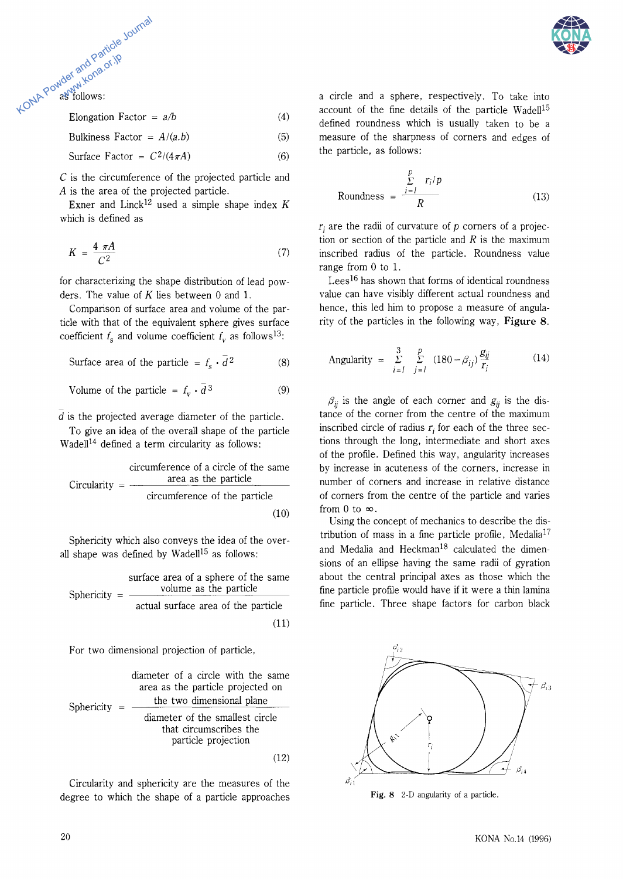as follows:

$$\text{Elongation Factor} = a/b \tag{4}$$

$$\text{Bulkiness Factor} = A/(a.b) \tag{5}$$

$$\text{Surface Factor} = C^2/(4\pi A) \tag{6}$$

$C$ is the circumference of the projected particle and $A$ is the area of the projected particle.

Exner and Linck[12] used a simple shape index $K$ which is defined as

$$K = \frac{4\pi A}{C^2} \tag{7}$$

for characterizing the shape distribution of lead powders. The value of $K$ lies between 0 and 1.

Comparison of surface area and volume of the particle with that of the equivalent sphere gives surface coefficient $f_s$ and volume coefficient $f_v$ as follows[13]:

$$\text{Surface area of the particle} = f_s \cdot \bar{d}^2 \tag{8}$$

$$\text{Volume of the particle} = f_v \cdot \bar{d}^3 \tag{9}$$

$\bar{d}$ is the projected average diameter of the particle.

To give an idea of the overall shape of the particle Wadell[14] defined a term circularity as follows:

$$\text{Circularity} = \frac{\text{circumference of a circle of the same area as the particle}}{\text{circumference of the particle}} \tag{10}$$

Sphericity which also conveys the idea of the overall shape was defined by Wadell[15] as follows:

$$\text{Sphericity} = \frac{\text{surface area of a sphere of the same volume as the particle}}{\text{actual surface area of the particle}} \tag{11}$$

For two dimensional projection of particle,

$$\text{Sphericity} = \frac{\text{diameter of a circle with the same area as the particle projected on the two dimensional plane}}{\text{diameter of the smallest circle that circumscribes the particle projection}} \tag{12}$$

Circularity and sphericity are the measures of the degree to which the shape of a particle approaches a circle and a sphere, respectively. To take into account of the fine details of the particle Wadell[15] defined roundness which is usually taken to be a measure of the sharpness of corners and edges of the particle, as follows:

$$\text{Roundness} = \frac{\sum_{i=1}^{p} r_i/p}{R} \tag{13}$$

$r_i$ are the radii of curvature of $p$ corners of a projection or section of the particle and $R$ is the maximum inscribed radius of the particle. Roundness value range from 0 to 1.

Lees[16] has shown that forms of identical roundness value can have visibly different actual roundness and hence, this led him to propose a measure of angularity of the particles in the following way, **Figure 8**.

$$\text{Angularity} = \sum_{i=1}^{3} \sum_{j=1}^{p} (180 - \beta_{ij}) \frac{g_{ij}}{r_i} \tag{14}$$

$\beta_{ij}$ is the angle of each corner and $g_{ij}$ is the distance of the corner from the centre of the maximum inscribed circle of radius $r_i$ for each of the three sections through the long, intermediate and short axes of the profile. Defined this way, angularity increases by increase in acuteness of the corners, increase in number of corners and increase in relative distance of corners from the centre of the particle and varies from 0 to $\infty$.

Using the concept of mechanics to describe the distribution of mass in a fine particle profile, Medalia[17] and Medalia and Heckman[18] calculated the dimensions of an ellipse having the same radii of gyration about the central principal axes as those which the fine particle profile would have if it were a thin lamina fine particle. Three shape factors for carbon black

**Fig. 8** 2-D angularity of a particle.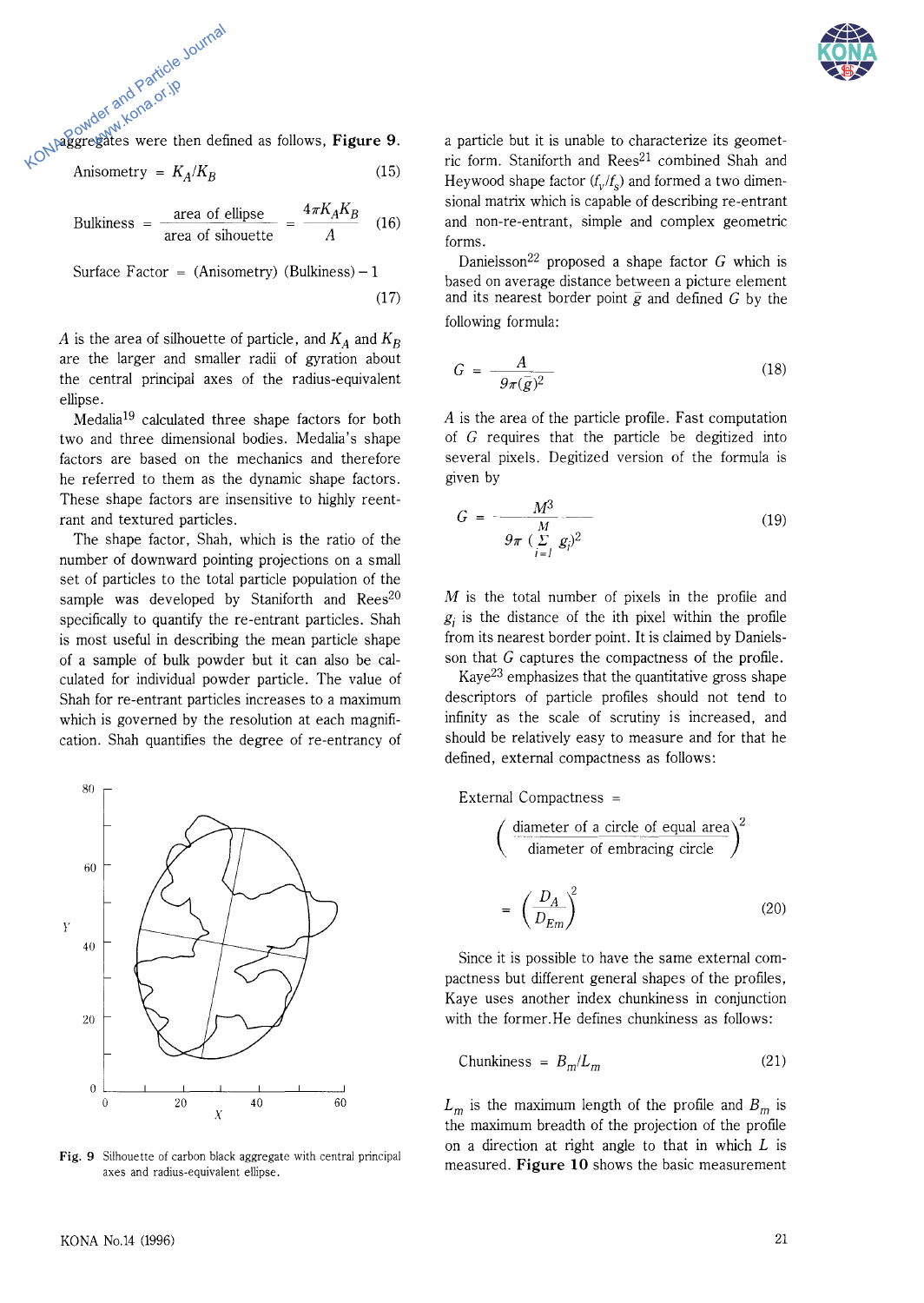aggregates were then defined as follows, **Figure 9**.

$$\text{Anisometry} = K_A/K_B \tag{15}$$

$$\text{Bulkiness} = \frac{\text{area of ellipse}}{\text{area of sihouette}} = \frac{4\pi K_A K_B}{A} \tag{16}$$

$$\text{Surface Factor} = (\text{Anisometry})\ (\text{Bulkiness}) - 1 \tag{17}$$

$A$ is the area of silhouette of particle, and $K_A$ and $K_B$ are the larger and smaller radii of gyration about the central principal axes of the radius-equivalent ellipse.

Medalia[19] calculated three shape factors for both two and three dimensional bodies. Medalia's shape factors are based on the mechanics and therefore he referred to them as the dynamic shape factors. These shape factors are insensitive to highly reentrant and textured particles.

The shape factor, Shah, which is the ratio of the number of downward pointing projections on a small set of particles to the total particle population of the sample was developed by Staniforth and Rees[20] specifically to quantify the re-entrant particles. Shah is most useful in describing the mean particle shape of a sample of bulk powder but it can also be calculated for individual powder particle. The value of Shah for re-entrant particles increases to a maximum which is governed by the resolution at each magnification. Shah quantifies the degree of re-entrancy of

Fig. 9 Silhouette of carbon black aggregate with central principal axes and radius-equivalent ellipse.

a particle but it is unable to characterize its geometric form. Staniforth and Rees[21] combined Shah and Heywood shape factor ($f_v/f_s$) and formed a two dimensional matrix which is capable of describing re-entrant and non-re-entrant, simple and complex geometric forms.

Danielsson[22] proposed a shape factor $G$ which is based on average distance between a picture element and its nearest border point $\bar{g}$ and defined $G$ by the following formula:

$$G = \frac{A}{9\pi(\bar{g})^2} \tag{18}$$

$A$ is the area of the particle profile. Fast computation of $G$ requires that the particle be degitized into several pixels. Degitized version of the formula is given by

$$G = \frac{M^3}{9\pi\ (\sum_{i=1}^{M} g_i)^2} \tag{19}$$

$M$ is the total number of pixels in the profile and $g_i$ is the distance of the ith pixel within the profile from its nearest border point. It is claimed by Danielsson that $G$ captures the compactness of the profile.

Kaye[23] emphasizes that the quantitative gross shape descriptors of particle profiles should not tend to infinity as the scale of scrutiny is increased, and should be relatively easy to measure and for that he defined, external compactness as follows:

$$\text{External Compactness} = \left(\frac{\text{diameter of a circle of equal area}}{\text{diameter of embracing circle}}\right)^2$$

$$= \left(\frac{D_A}{D_{Em}}\right)^2 \tag{20}$$

Since it is possible to have the same external compactness but different general shapes of the profiles, Kaye uses another index chunkiness in conjunction with the former. He defines chunkiness as follows:

$$\text{Chunkiness} = B_m/L_m \tag{21}$$

$L_m$ is the maximum length of the profile and $B_m$ is the maximum breadth of the projection of the profile on a direction at right angle to that in which $L$ is measured. **Figure 10** shows the basic measurement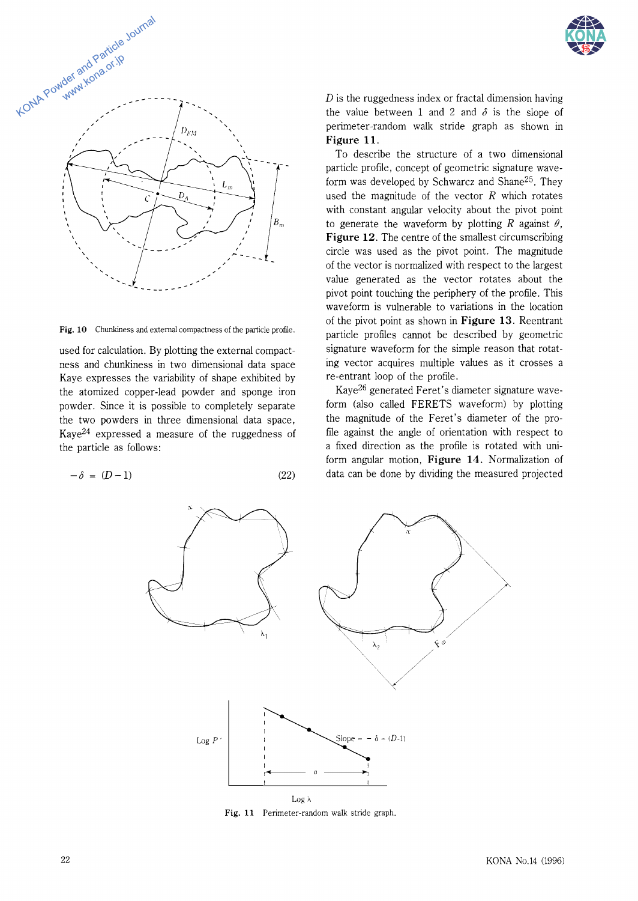Fig. 10 Chunkiness and external compactness of the particle profile.

used for calculation. By plotting the external compactness and chunkiness in two dimensional data space Kaye expresses the variability of shape exhibited by the atomized copper-lead powder and sponge iron powder. Since it is possible to completely separate the two powders in three dimensional data space, Kaye[24] expressed a measure of the ruggedness of the particle as follows:

$$-\delta = (D-1) \tag{22}$$

$D$ is the ruggedness index or fractal dimension having the value between 1 and 2 and $\delta$ is the slope of perimeter-random walk stride graph as shown in **Figure 11**.

To describe the structure of a two dimensional particle profile, concept of geometric signature waveform was developed by Schwarcz and Shane[25]. They used the magnitude of the vector $R$ which rotates with constant angular velocity about the pivot point to generate the waveform by plotting $R$ against $\theta$, **Figure 12**. The centre of the smallest circumscribing circle was used as the pivot point. The magnitude of the vector is normalized with respect to the largest value generated as the vector rotates about the pivot point touching the periphery of the profile. This waveform is vulnerable to variations in the location of the pivot point as shown in **Figure 13**. Reentrant particle profiles cannot be described by geometric signature waveform for the simple reason that rotating vector acquires multiple values as it crosses a re-entrant loop of the profile.

Kaye[26] generated Feret's diameter signature waveform (also called FERETS waveform) by plotting the magnitude of the Feret's diameter of the profile against the angle of orientation with respect to a fixed direction as the profile is rotated with uniform angular motion, **Figure 14**. Normalization of data can be done by dividing the measured projected

Fig. 11 Perimeter-random walk stride graph.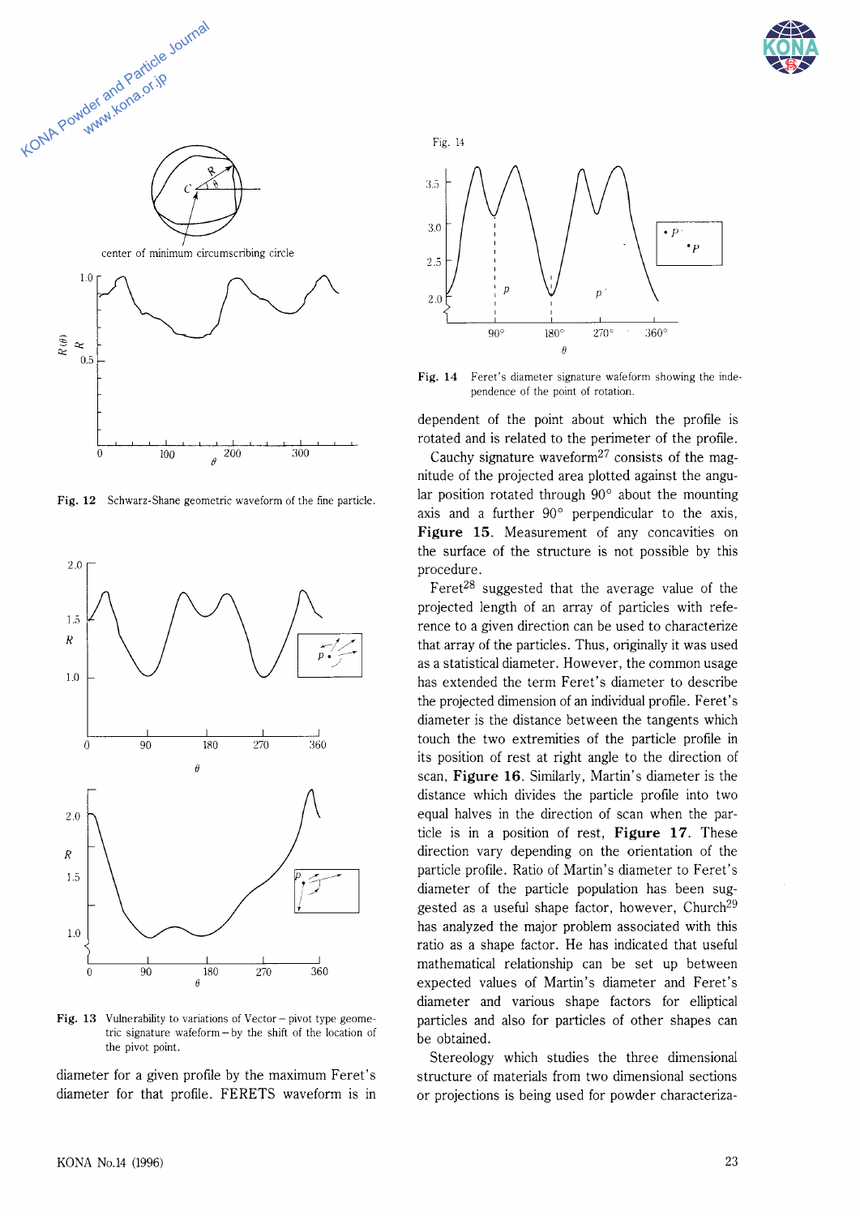Fig. 12 Schwarz-Shane geometric waveform of the fine particle.

Fig. 13 Vulnerability to variations of Vector – pivot type geometric signature wafeform – by the shift of the location of the pivot point.

diameter for a given profile by the maximum Feret's diameter for that profile. FERETS waveform is in dependent of the point about which the profile is rotated and is related to the perimeter of the profile.

Fig. 14 Feret's diameter signature wafeform showing the independence of the point of rotation.

Cauchy signature waveform[27] consists of the magnitude of the projected area plotted against the angular position rotated through 90° about the mounting axis and a further 90° perpendicular to the axis, **Figure 15**. Measurement of any concavities on the surface of the structure is not possible by this procedure.

Feret[28] suggested that the average value of the projected length of an array of particles with reference to a given direction can be used to characterize that array of the particles. Thus, originally it was used as a statistical diameter. However, the common usage has extended the term Feret's diameter to describe the projected dimension of an individual profile. Feret's diameter is the distance between the tangents which touch the two extremities of the particle profile in its position of rest at right angle to the direction of scan, **Figure 16**. Similarly, Martin's diameter is the distance which divides the particle profile into two equal halves in the direction of scan when the particle is in a position of rest, **Figure 17**. These direction vary depending on the orientation of the particle profile. Ratio of Martin's diameter to Feret's diameter of the particle population has been suggested as a useful shape factor, however, Church[29] has analyzed the major problem associated with this ratio as a shape factor. He has indicated that useful mathematical relationship can be set up between expected values of Martin's diameter and Feret's diameter and various shape factors for elliptical particles and also for particles of other shapes can be obtained.

Stereology which studies the three dimensional structure of materials from two dimensional sections or projections is being used for powder characteriza-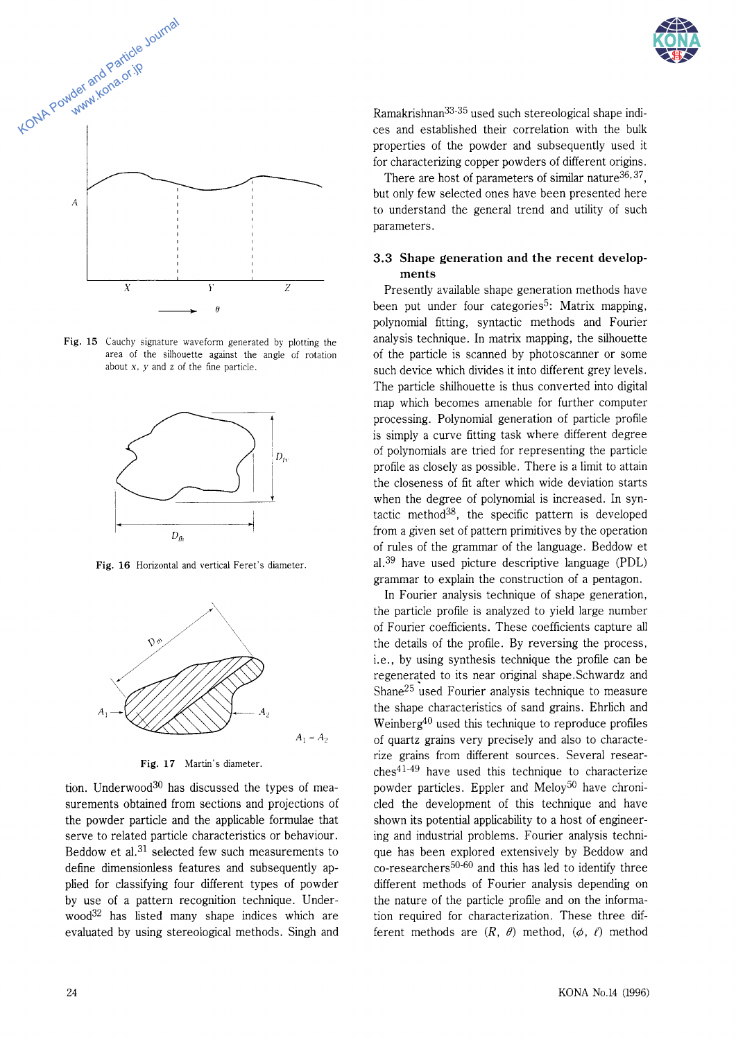Fig. 15 Cauchy signature waveform generated by plotting the area of the silhouette against the angle of rotation about $x$, $y$ and $z$ of the fine particle.

Fig. 16 Horizontal and vertical Feret's diameter.

Fig. 17 Martin's diameter.

tion. Underwood[30] has discussed the types of measurements obtained from sections and projections of the powder particle and the applicable formulae that serve to related particle characteristics or behaviour. Beddow et al.[31] selected few such measurements to define dimensionless features and subsequently applied for classifying four different types of powder by use of a pattern recognition technique. Underwood[32] has listed many shape indices which are evaluated by using stereological methods. Singh and Ramakrishnan[33-35] used such stereological shape indices and established their correlation with the bulk properties of the powder and subsequently used it for characterizing copper powders of different origins.

There are host of parameters of similar nature[36,37], but only few selected ones have been presented here to understand the general trend and utility of such parameters.

### 3.3 Shape generation and the recent developments

Presently available shape generation methods have been put under four categories[5]: Matrix mapping, polynomial fitting, syntactic methods and Fourier analysis technique. In matrix mapping, the silhouette of the particle is scanned by photoscanner or some such device which divides it into different grey levels. The particle shilhouette is thus converted into digital map which becomes amenable for further computer processing. Polynomial generation of particle profile is simply a curve fitting task where different degree of polynomials are tried for representing the particle profile as closely as possible. There is a limit to attain the closeness of fit after which wide deviation starts when the degree of polynomial is increased. In syntactic method[38], the specific pattern is developed from a given set of pattern primitives by the operation of rules of the grammar of the language. Beddow et al.[39] have used picture descriptive language (PDL) grammar to explain the construction of a pentagon.

In Fourier analysis technique of shape generation, the particle profile is analyzed to yield large number of Fourier coefficients. These coefficients capture all the details of the profile. By reversing the process, i.e., by using synthesis technique the profile can be regenerated to its near original shape.Schwardz and Shane[25] used Fourier analysis technique to measure the shape characteristics of sand grains. Ehrlich and Weinberg[40] used this technique to reproduce profiles of quartz grains very precisely and also to characterize grains from different sources. Several researches[41-49] have used this technique to characterize powder particles. Eppler and Meloy[50] have chronicled the development of this technique and have shown its potential applicability to a host of engineering and industrial problems. Fourier analysis technique has been explored extensively by Beddow and co-researchers[50-60] and this has led to identify three different methods of Fourier analysis depending on the nature of the particle profile and on the information required for characterization. These three different methods are $(R, \theta)$ method, $(\phi, \ell)$ method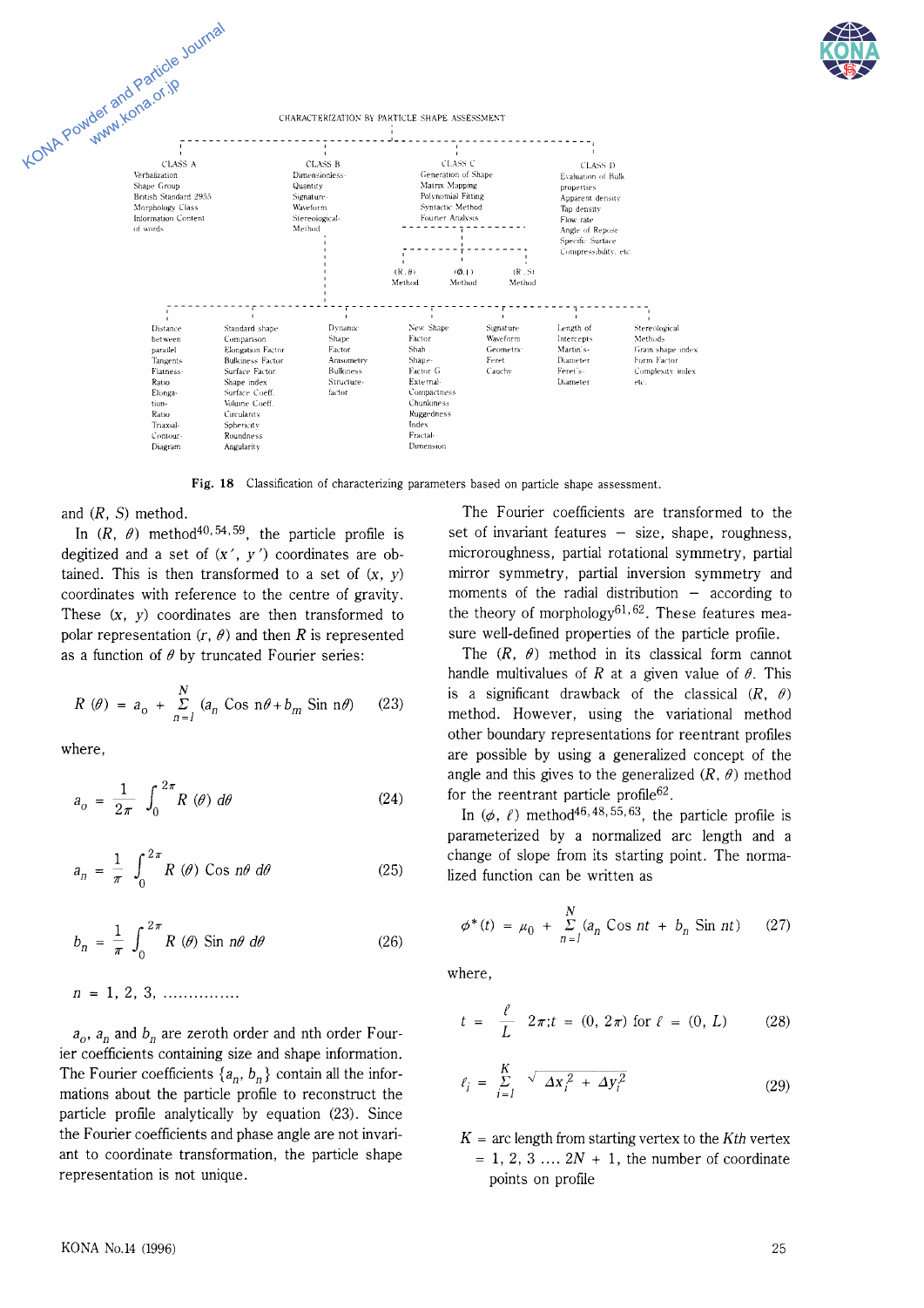CHARACTERIZATION BY PARTICLE SHAPE ASSESSMENT

| CLASS A | CLASS B | CLASS C | CLASS D |
|---|---|---|---|
| Verbalization<br>Shape Group<br>British Standard 2955<br>Morphology Class<br>Information Content of words | Dimensionless-Quantity<br>Signature-Waveform<br>Stereological-Method | Generation of Shape<br>Matrix Mapping<br>Polynomial Fitting<br>Syntactic Method<br>Fourier Analysis<br>(R, θ) Method<br>(Φ, l) Method<br>(R, S) Method | Evaluation of Bulk properties<br>Apparent density<br>Tap density<br>Flow rate<br>Angle of Repose<br>Specific Surface<br>Compressibility, etc. |

| Distance between parallel Tangents<br>Flatness-Ratio<br>Elongation-Ratio<br>Triaxial-Contour-Diagram | Standard shape Comparison<br>Elongation Factor<br>Bulkiness Factor<br>Surface Factor<br>Shape index<br>Surface Coeff.<br>Volume Coeff.<br>Circularity<br>Sphericity<br>Roundness<br>Angularity | Dynamic Shape Factor<br>Anisometry<br>Bulkiness<br>Structure-factor | New Shape Factor<br>Shah Shape-Factor G<br>External-Compactness<br>Chunkiness<br>Ruggedness Index<br>Fractal-Dimension | Signature Waveform<br>Geometric<br>Feret<br>Cauchy | Length of Intercepts<br>Martin's-Diameter<br>Feret's-Diameter | Stereological Methods<br>Grain shape index<br>Form Factor<br>Complexity index<br>etc. |

**Fig. 18** Classification of characterizing parameters based on particle shape assessment.

and $(R, S)$ method.

In $(R, \theta)$ method[40, 54, 59], the particle profile is degitized and a set of $(x', y')$ coordinates are obtained. This is then transformed to a set of $(x, y)$ coordinates with reference to the centre of gravity. These $(x, y)$ coordinates are then transformed to polar representation $(r, \theta)$ and then $R$ is represented as a function of $\theta$ by truncated Fourier series:

$$R(\theta) = a_0 + \sum_{n=1}^{N} (a_n \cos n\theta + b_m \sin n\theta) \tag{23}$$

where,

$$a_0 = \frac{1}{2\pi} \int_0^{2\pi} R(\theta)\, d\theta \tag{24}$$

$$a_n = \frac{1}{\pi} \int_0^{2\pi} R(\theta) \cos n\theta\, d\theta \tag{25}$$

$$b_n = \frac{1}{\pi} \int_0^{2\pi} R(\theta) \sin n\theta\, d\theta \tag{26}$$

$n = 1, 2, 3, \ldots\ldots\ldots\ldots\ldots$

$a_0$, $a_n$ and $b_n$ are zeroth order and nth order Fourier coefficients containing size and shape information. The Fourier coefficients $\{a_n, b_n\}$ contain all the informations about the particle profile to reconstruct the particle profile analytically by equation (23). Since the Fourier coefficients and phase angle are not invariant to coordinate transformation, the particle shape representation is not unique.

The Fourier coefficients are transformed to the set of invariant features – size, shape, roughness, microroughness, partial rotational symmetry, partial mirror symmetry, partial inversion symmetry and moments of the radial distribution – according to the theory of morphology[61, 62]. These features measure well-defined properties of the particle profile.

The $(R, \theta)$ method in its classical form cannot handle multivalues of $R$ at a given value of $\theta$. This is a significant drawback of the classical $(R, \theta)$ method. However, using the variational method other boundary representations for reentrant profiles are possible by using a generalized concept of the angle and this gives to the generalized $(R, \theta)$ method for the reentrant particle profile[62].

In $(\phi, \ell)$ method[46, 48, 55, 63], the particle profile is parameterized by a normalized arc length and a change of slope from its starting point. The normalized function can be written as

$$\phi^*(t) = \mu_0 + \sum_{n=1}^{N} (a_n \cos nt + b_n \sin nt) \tag{27}$$

where,

$$t = \frac{\ell}{L}\, 2\pi; t = (0, 2\pi) \text{ for } \ell = (0, L) \tag{28}$$

$$\ell_i = \sum_{i=1}^{K} \sqrt{\Delta x_i^2 + \Delta y_i^2} \tag{29}$$

$K$ = arc length from starting vertex to the $K$th vertex
$= 1, 2, 3 \ldots\ldots 2N + 1$, the number of coordinate points on profile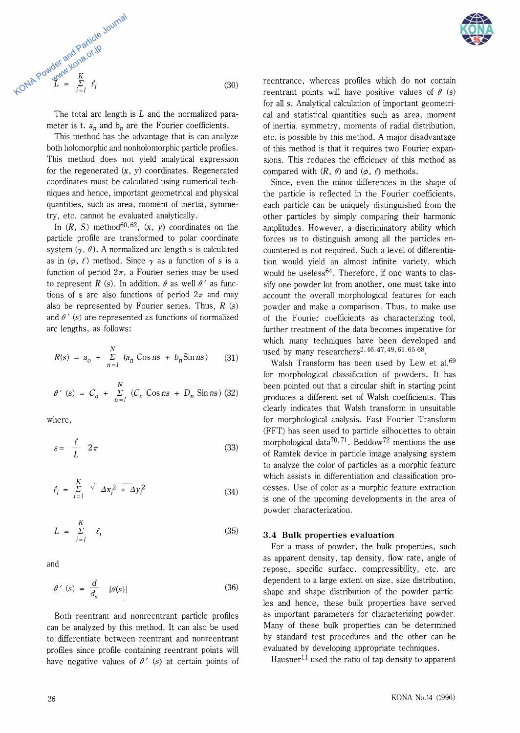$$L = \sum_{i=1}^{K} \ell_i \tag{30}$$

The total arc length is $L$ and the normalized parameter is t. $a_n$ and $b_n$ are the Fourier coefficients.

This method has the advantage that is can analyze both holomorphic and nonholomorphic particle profiles. This method does not yield analytical expression for the regenerated $(x, y)$ coordinates. Regenerated coordinates must be calculated using numerical techniques and hence, important geometrical and physical quantities, such as area, moment of inertia, symmetry, etc. cannot be evaluated analytically.

In $(R, S)$ method[60,62], $(x, y)$ coordinates on the particle profile are transformed to polar coordinate system $(\gamma, \theta)$. A normalized arc length s is calculated as in $(\phi, \ell)$ method. Since $\gamma$ as a function of $s$ is a function of period $2\pi$, a Fourier series may be used to represent $R(s)$. In addition, $\theta$ as well $\theta'$ as functions of s are also functions of period $2\pi$ and may also be represented by Fourier series. Thus, $R(s)$ and $\theta'(s)$ are represented as functions of normalized arc lengths, as follows:

$$R(s) = a_o + \sum_{n=1}^{N} (a_n \operatorname{Cos} ns + b_n \operatorname{Sin} ns) \tag{31}$$

$$\theta'(s) = C_o + \sum_{n=1}^{N} (C_n \operatorname{Cos} ns + D_n \operatorname{Sin} ns) \tag{32}$$

where,

$$s = \frac{\ell}{L} 2\pi \tag{33}$$

$$\ell_i = \sum_{i=1}^{K} \sqrt{\Delta x_i^2 + \Delta y_i^2} \tag{34}$$

$$L = \sum_{i=1}^{K} \ell_i \tag{35}$$

and

$$\theta'(s) = \frac{d}{d_s} [\theta(s)] \tag{36}$$

Both reentrant and nonreentrant particle profiles can be analyzed by this method. It can also be used to differentiate between reentrant and nonreentrant profiles since profile containing reentrant points will have negative values of $\theta'(s)$ at certain points of reentrance, whereas profiles which do not contain reentrant points will have positive values of $\theta(s)$ for all s. Analytical calculation of important geometrical and statistical quantities such as area, moment of inertia, symmetry, moments of radial distribution, etc. is possible by this method. A major disadvantage of this method is that it requires two Fourier expansions. This reduces the efficiency of this method as compared with $(R, \theta)$ and $(\phi, \ell)$ methods.

Since, even the minor differences in the shape of the particle is reflected in the Fourier coefficients, each particle can be uniquely distinguished from the other particles by simply comparing their harmonic amplitudes. However, a discriminatory ability which forces us to distinguish among all the particles encountered is not required. Such a level of differentiation would yield an almost infinite variety, which would be useless[64]. Therefore, if one wants to classify one powder lot from another, one must take into account the overall morphological features for each powder and make a comparison. Thus, to make use of the Fourier coefficients as characterizing tool, further treatment of the data becomes imperative for which many techniques have been developed and used by many researchers[2,46,47,49,61,65-68].

Walsh Transform has been used by Lew et al.[69] for morphological classification of powders. It has been pointed out that a circular shift in starting point produces a different set of Walsh coefficients. This clearly indicates that Walsh transform in unsuitable for morphological analysis. Fast Fourier Transform (FFT) has seen used to particle silhouettes to obtain morphological data[70,71]. Beddow[72] mentions the use of Ramtek device in particle image analysing system to analyze the color of particles as a morphic feature which assists in differentiation and classification processes. Use of color as a morphic feature extraction is one of the upcoming developments in the area of powder characterization.

### 3.4 Bulk properties evaluation

For a mass of powder, the bulk properties, such as apparent density, tap density, flow rate, angle of repose, specific surface, compressibility, etc. are dependent to a large extent on size, size distribution, shape and shape distribution of the powder particles and hence, these bulk properties have served as important parameters for characterizing powder. Many of these bulk properties can be determined by standard test procedures and the other can be evaluated by developing appropriate techniques.

Hausner[11] used the ratio of tap density to apparent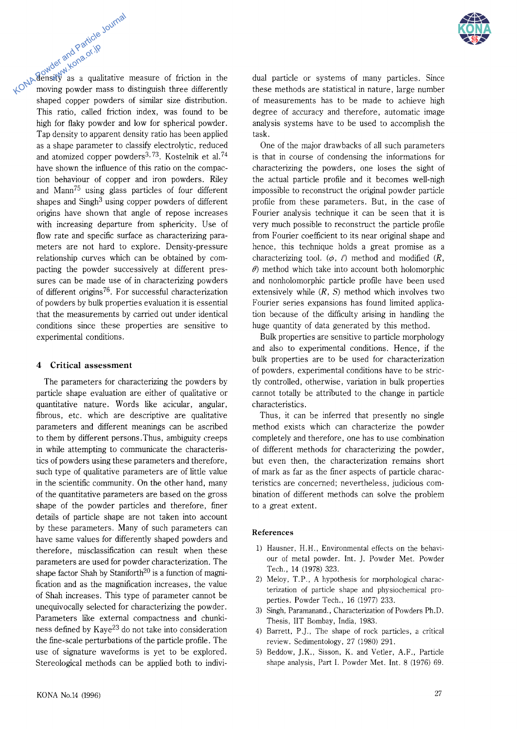density as a qualitative measure of friction in the moving powder mass to distinguish three differently shaped copper powders of similar size distribution. This ratio, called friction index, was found to be high for flaky powder and low for spherical powder. Tap density to apparent density ratio has been applied as a shape parameter to classify electrolytic, reduced and atomized copper powders[3,73]. Kostelnik et al.[74] have shown the influence of this ratio on the compaction behaviour of copper and iron powders. Riley and Mann[75] using glass particles of four different shapes and Singh[3] using copper powders of different origins have shown that angle of repose increases with increasing departure from sphericity. Use of flow rate and specific surface as characterizing parameters are not hard to explore. Density-pressure relationship curves which can be obtained by compacting the powder successively at different pressures can be made use of in characterizing powders of different origins[76]. For successful characterization of powders by bulk properties evaluation it is essential that the measurements by carried out under identical conditions since these properties are sensitive to experimental conditions.

## 4 Critical assessment

The parameters for characterizing the powders by particle shape evaluation are either of qualitative or quantitative nature. Words like acicular, angular, fibrous, etc. which are descriptive are qualitative parameters and different meanings can be ascribed to them by different persons. Thus, ambiguity creeps in while attempting to communicate the characteristics of powders using these parameters and therefore, such type of qualitative parameters are of little value in the scientific community. On the other hand, many of the quantitative parameters are based on the gross shape of the powder particles and therefore, finer details of particle shape are not taken into account by these parameters. Many of such parameters can have same values for differently shaped powders and therefore, misclassification can result when these parameters are used for powder characterization. The shape factor Shah by Staniforth[20] is a function of magnification and as the magnification increases, the value of Shah increases. This type of parameter cannot be unequivocally selected for characterizing the powder. Parameters like external compactness and chunkiness defined by Kaye[23] do not take into consideration the fine-scale perturbations of the particle profile. The use of signature waveforms is yet to be explored. Stereological methods can be applied both to individual particle or systems of many particles. Since these methods are statistical in nature, large number of measurements has to be made to achieve high degree of accuracy and therefore, automatic image analysis systems have to be used to accomplish the task.

One of the major drawbacks of all such parameters is that in course of condensing the informations for characterizing the powders, one loses the sight of the actual particle profile and it becomes well-nigh impossible to reconstruct the original powder particle profile from these parameters. But, in the case of Fourier analysis technique it can be seen that it is very much possible to reconstruct the particle profile from Fourier coefficient to its near original shape and hence, this technique holds a great promise as a characterizing tool. ($\phi$, $\ell$) method and modified ($R$, $\theta$) method which take into account both holomorphic and nonholomorphic particle profile have been used extensively while ($R$, $S$) method which involves two Fourier series expansions has found limited application because of the difficulty arising in handling the huge quantity of data generated by this method.

Bulk properties are sensitive to particle morphology and also to experimental conditions. Hence, if the bulk properties are to be used for characterization of powders, experimental conditions have to be strictly controlled, otherwise, variation in bulk properties cannot totally be attributed to the change in particle characteristics.

Thus, it can be inferred that presently no single method exists which can characterize the powder completely and therefore, one has to use combination of different methods for characterizing the powder, but even then, the characterization remains short of mark as far as the finer aspects of particle characteristics are concerned; nevertheless, judicious combination of different methods can solve the problem to a great extent.

### References

1) Hausner, H.H., Environmental effects on the behaviour of metal powder. Int. J. Powder Met. Powder Tech., 14 (1978) 323.
2) Meloy, T.P., A hypothesis for morphological characterization of particle shape and physiochemical properties. Powder Tech., 16 (1977) 233.
3) Singh, Paramanand., Characterization of Powders Ph.D. Thesis, IIT Bombay, India, 1983.
4) Barrett, P.J., The shape of rock particles, a critical review. Sedimentology, 27 (1980) 291.
5) Beddow, J.K., Sisson, K. and Vetler, A.F., Particle shape analysis, Part I. Powder Met. Int. 8 (1976) 69.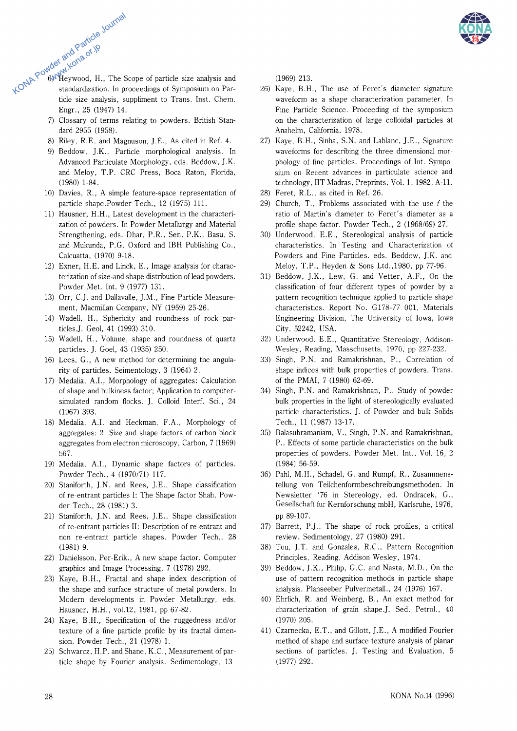6) Heywood, H., The Scope of particle size analysis and standardization. In proceedings of Symposium on Particle size analysis, suppliment to Trans. Inst. Chem. Engr., 25 (1947) 14.
7) Clossary of terms relating to powders. British Standard 2955 (1958).
8) Riley, R.E. and Magnuson, J.E., As cited in Ref. 4.
9) Beddow, J.K., Particle morphological analysis. In Advanced Particulate Morphology, eds. Beddow, J.K. and Meloy, T.P. CRC Press, Boca Raton, Florida, (1980) 1-84.
10) Davies, R., A simple feature-space representation of particle shape.Powder Tech., 12 (1975) 111.
11) Hausner, H.H., Latest development in the characterization of powders. In Powder Metallurgy and Material Strengthening, eds. Dhar, P.R., Sen, P.K., Basu, S. and Mukunda, P.G. Oxford and IBH Publishing Co., Calcuatta, (1970) 9-18.
12) Exner, H.E. and Linck, E., Image analysis for characterization of size-and shape distribution of lead powders. Powder Met. Int. 9 (1977) 131.
13) Orr, C.J. and Dallavalle, J.M., Fine Particle Measurement, Macmillan Company, NY (1959) 25-26.
14) Wadell, H., Sphericity and roundness of rock particles.J. Geol, 41 (1993) 310.
15) Wadell, H., Volume, shape and roundness of quartz particles. J. Goel, 43 (1935) 250.
16) Lees, G., A new method for determining the angularity of particles. Seimentology, 3 (1964) 2.
17) Medalia, A.I., Morphology of aggregates: Calculation of shape and bulkiness factor; Application to computer-simulated random flocks. J. Colloid Interf. Sci., 24 (1967) 393.
18) Medalia, A.I. and Heckman, F.A., Morphology of aggregates: 2. Size and shape factors of carbon block aggregates from electron microscopy, Carbon, 7 (1969) 567.
19) Medalia, A.I., Dynamic shape factors of particles. Powder Tech., 4 (1970/71) 117.
20) Staniforth, J.N. and Rees, J.E., Shape classification of re-entrant particles I: The Shape factor Shah. Powder Tech., 28 (1981) 3.
21) Staniforth, J.N. and Rees, J.E., Shape classification of re-entrant particles II: Description of re-entrant and non re-entrant particle shapes. Powder Tech., 28 (1981) 9.
22) Danielsson, Per-Erik., A new shape factor. Computer graphics and Image Processing, 7 (1978) 292.
23) Kaye, B.H., Fractal and shape index description of the shape and surface structure of metal powders. In Modern developments in Powder Metallurgy, eds. Hausner, H.H., vol.12, 1981, pp 67-82.
24) Kaye, B.H., Specification of the ruggedness and/or texture of a fine particle profile by its fractal dimension. Powder Tech., 21 (1978) 1.
25) Schwarcz, H.P. and Shane, K.C., Measurement of particle shape by Fourier analysis. Sedimentology, 13 (1969) 213.
26) Kaye, B.H., The use of Feret's diameter signature waveform as a shape characterization parameter. In Fine Particle Science. Proceeding of the symposium on the characterization of large colloidal particles at Anahelm, California, 1978.
27) Kaye, B.H., Sinha, S.N. and Lablanc, J.E., Signature waveforms for describing the three dimensional morphology of fine particles. Proceedings of Int. Symposium on Recent advances in particulate science and technology, IIT Madras, Preprints, Vol. 1, 1982, A-11.
28) Feret, R.L., as cited in Ref. 26.
29) Church, T., Problems associated with the use f the ratio of Martin's diameter to Feret's diameter as a profile shape factor. Powder Tech., 2 (1968/69) 27.
30) Underwood, E.E., Stereological analysis of particle characteristics. In Testing and Characterization of Powders and Fine Particles. eds. Beddow, J.K. and Meloy, T.P., Heyden & Sons Ltd.,1980, pp 77-96.
31) Beddow, J.K., Lew, G. and Vetter, A.F., On the classification of four different types of powder by a pattern recognition technique applied to particle shape characteristics. Report No. G178-77 001, Materials Engineering Division, The University of Iowa, Iowa City. 52242, USA.
32) Underwood, E.E., Quantitative Stereology, Addison-Wesley, Reading, Masschusetts, 1970, pp 227-232.
33) Singh, P.N. and Ramakrishnan, P., Correlation of shape indices with bulk properties of powders. Trans. of the PMAI, 7 (1980) 62-69.
34) Singh, P.N. and Ramakrishnan, P., Study of powder bulk properties in the light of stereologically evaluated particle characteristics. J. of Powder and bulk Solids Tech., 11 (1987) 13-17.
35) Balasubramaniam, V., Singh, P.N. and Ramakrishnan, P., Effects of some particle characteristics on the bulk properties of powders. Powder Met. Int., Vol. 16, 2 (1984) 56-59.
36) Pahl, M.H., Schadel, G. and Rumpf, R., Zusammenstellung von Teilchenformbeschreibungsmethoden. In Newsletter '76 in Stereology, ed. Ondracek, G., Gesellschaft fur Kernforschung mbH, Karlsruhe, 1976, pp 89-107.
37) Barrett, P.J., The shape of rock profiles, a critical review. Sedimentology, 27 (1980) 291.
38) Tou, J.T. and Gonzales, R.C., Pattern Recognition Principles, Reading, Addison Wesley, 1974.
39) Beddow, J.K., Philip, G.C. and Nasta, M.D., On the use of pattern recognition methods in particle shape analysis. Planseeber Pulvermetall., 24 (1976) 167.
40) Ehrlich, R. and Weinberg, B., An exact method for characterization of grain shape.J. Sed. Petrol., 40 (1970) 205.
41) Czarnecka, E.T., and Gillott, J.E., A modified Fourier method of shape and surface texture analysis of planar sections of particles. J. Testing and Evaluation, 5 (1977) 292.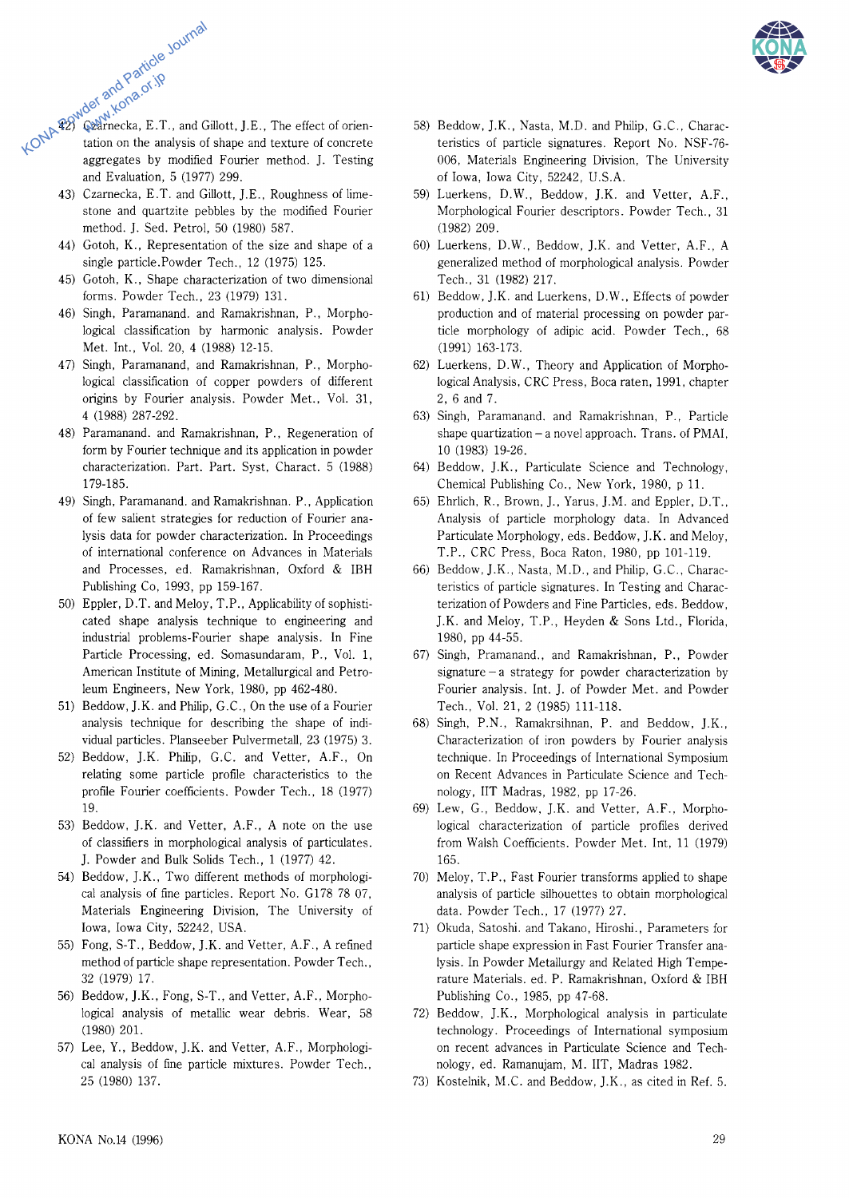42) Czarnecka, E.T., and Gillott, J.E., The effect of orientation on the analysis of shape and texture of concrete aggregates by modified Fourier method. J. Testing and Evaluation, 5 (1977) 299.
43) Czarnecka, E.T. and Gillott, J.E., Roughness of limestone and quartzite pebbles by the modified Fourier method. J. Sed. Petrol, 50 (1980) 587.
44) Gotoh, K., Representation of the size and shape of a single particle.Powder Tech., 12 (1975) 125.
45) Gotoh, K., Shape characterization of two dimensional forms. Powder Tech., 23 (1979) 131.
46) Singh, Paramanand. and Ramakrishnan, P., Morphological classification by harmonic analysis. Powder Met. Int., Vol. 20, 4 (1988) 12-15.
47) Singh, Paramanand, and Ramakrishnan, P., Morphological classification of copper powders of different origins by Fourier analysis. Powder Met., Vol. 31, 4 (1988) 287-292.
48) Paramanand. and Ramakrishnan, P., Regeneration of form by Fourier technique and its application in powder characterization. Part. Part. Syst, Charact. 5 (1988) 179-185.
49) Singh, Paramanand. and Ramakrishnan. P., Application of few salient strategies for reduction of Fourier analysis data for powder characterization. In Proceedings of international conference on Advances in Materials and Processes, ed. Ramakrishnan, Oxford & IBH Publishing Co, 1993, pp 159-167.
50) Eppler, D.T. and Meloy, T.P., Applicability of sophisticated shape analysis technique to engineering and industrial problems-Fourier shape analysis. In Fine Particle Processing, ed. Somasundaram, P., Vol. 1, American Institute of Mining, Metallurgical and Petroleum Engineers, New York, 1980, pp 462-480.
51) Beddow, J.K. and Philip, G.C., On the use of a Fourier analysis technique for describing the shape of individual particles. Planseeber Pulvermetall, 23 (1975) 3.
52) Beddow, J.K. Philip, G.C. and Vetter, A.F., On relating some particle profile characteristics to the profile Fourier coefficients. Powder Tech., 18 (1977) 19.
53) Beddow, J.K. and Vetter, A.F., A note on the use of classifiers in morphological analysis of particulates. J. Powder and Bulk Solids Tech., 1 (1977) 42.
54) Beddow, J.K., Two different methods of morphological analysis of fine particles. Report No. G178 78 07, Materials Engineering Division, The University of Iowa, Iowa City, 52242, USA.
55) Fong, S-T., Beddow, J.K. and Vetter, A.F., A refined method of particle shape representation. Powder Tech., 32 (1979) 17.
56) Beddow, J.K., Fong, S-T., and Vetter, A.F., Morphological analysis of metallic wear debris. Wear, 58 (1980) 201.
57) Lee, Y., Beddow, J.K. and Vetter, A.F., Morphological analysis of fine particle mixtures. Powder Tech., 25 (1980) 137.
58) Beddow, J.K., Nasta, M.D. and Philip, G.C., Characteristics of particle signatures. Report No. NSF-76-006, Materials Engineering Division, The University of Iowa, Iowa City, 52242, U.S.A.
59) Luerkens, D.W., Beddow, J.K. and Vetter, A.F., Morphological Fourier descriptors. Powder Tech., 31 (1982) 209.
60) Luerkens, D.W., Beddow, J.K. and Vetter, A.F., A generalized method of morphological analysis. Powder Tech., 31 (1982) 217.
61) Beddow, J.K. and Luerkens, D.W., Effects of powder production and of material processing on powder particle morphology of adipic acid. Powder Tech., 68 (1991) 163-173.
62) Luerkens, D.W., Theory and Application of Morphological Analysis, CRC Press, Boca raten, 1991, chapter 2, 6 and 7.
63) Singh, Paramanand. and Ramakrishnan, P., Particle shape quartization – a novel approach. Trans. of PMAI, 10 (1983) 19-26.
64) Beddow, J.K., Particulate Science and Technology, Chemical Publishing Co., New York, 1980, p 11.
65) Ehrlich, R., Brown, J., Yarus, J.M. and Eppler, D.T., Analysis of particle morphology data. In Advanced Particulate Morphology, eds. Beddow, J.K. and Meloy, T.P., CRC Press, Boca Raton, 1980, pp 101-119.
66) Beddow, J.K., Nasta, M.D., and Philip, G.C., Characteristics of particle signatures. In Testing and Characterization of Powders and Fine Particles, eds. Beddow, J.K. and Meloy, T.P., Heyden & Sons Ltd., Florida, 1980, pp 44-55.
67) Singh, Pramanand., and Ramakrishnan, P., Powder signature – a strategy for powder characterization by Fourier analysis. Int. J. of Powder Met. and Powder Tech., Vol. 21, 2 (1985) 111-118.
68) Singh, P.N., Ramakrsihnan, P. and Beddow, J.K., Characterization of iron powders by Fourier analysis technique. In Proceedings of International Symposium on Recent Advances in Particulate Science and Technology, IIT Madras, 1982, pp 17-26.
69) Lew, G., Beddow, J.K. and Vetter, A.F., Morphological characterization of particle profiles derived from Walsh Coefficients. Powder Met. Int, 11 (1979) 165.
70) Meloy, T.P., Fast Fourier transforms applied to shape analysis of particle silhouettes to obtain morphological data. Powder Tech., 17 (1977) 27.
71) Okuda, Satoshi. and Takano, Hiroshi., Parameters for particle shape expression in Fast Fourier Transfer analysis. In Powder Metallurgy and Related High Temperature Materials. ed. P. Ramakrishnan, Oxford & IBH Publishing Co., 1985, pp 47-68.
72) Beddow, J.K., Morphological analysis in particulate technology. Proceedings of International symposium on recent advances in Particulate Science and Technology, ed. Ramanujam, M. IIT, Madras 1982.
73) Kostelnik, M.C. and Beddow, J.K., as cited in Ref. 5.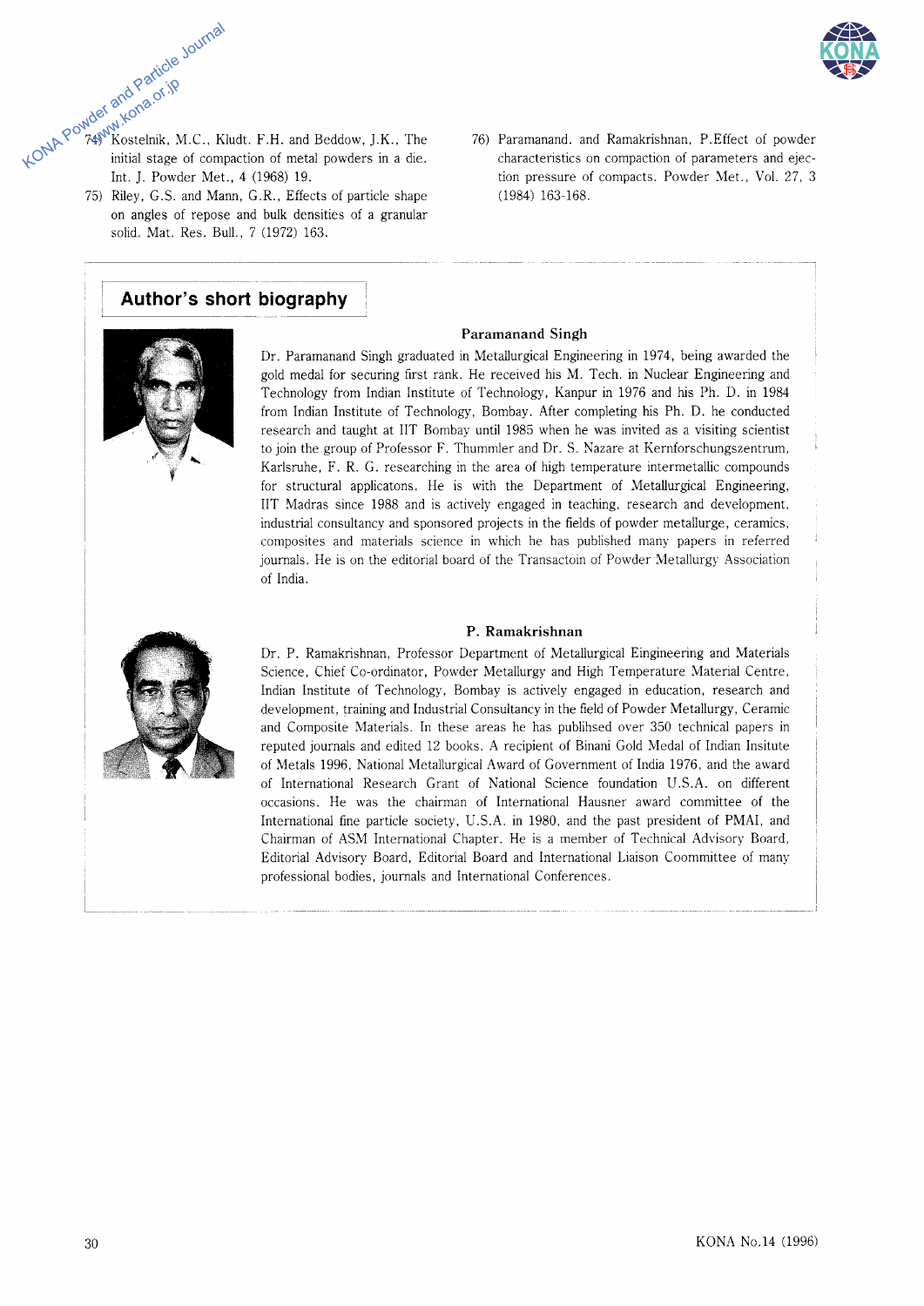74) Kostelnik, M.C., Kludt. F.H. and Beddow, J.K., The initial stage of compaction of metal powders in a die. Int. J. Powder Met., 4 (1968) 19.

75) Riley, G.S. and Mann, G.R., Effects of particle shape on angles of repose and bulk densities of a granular solid. Mat. Res. Bull., 7 (1972) 163.

76) Paramanand. and Ramakrishnan, P.Effect of powder characteristics on compaction of parameters and ejection pressure of compacts. Powder Met., Vol. 27, 3 (1984) 163-168.

## Author's short biography

**Paramanand Singh**

Dr. Paramanand Singh graduated in Metallurgical Engineering in 1974, being awarded the gold medal for securing first rank. He received his M. Tech. in Nuclear Engineering and Technology from Indian Institute of Technology, Kanpur in 1976 and his Ph. D. in 1984 from Indian Institute of Technology, Bombay. After completing his Ph. D. he conducted research and taught at IIT Bombay until 1985 when he was invited as a visiting scientist to join the group of Professor F. Thummler and Dr. S. Nazare at Kernforschungszentrum, Karlsruhe, F. R. G. researching in the area of high temperature intermetallic compounds for structural applicatons. He is with the Department of Metallurgical Engineering, IIT Madras since 1988 and is actively engaged in teaching, research and development, industrial consultancy and sponsored projects in the fields of powder metallurge, ceramics, composites and materials science in which he has published many papers in referred journals. He is on the editorial board of the Transactoin of Powder Metallurgy Association of India.

**P. Ramakrishnan**

Dr. P. Ramakrishnan, Professor Department of Metallurgical Eingineering and Materials Science, Chief Co-ordinator, Powder Metallurgy and High Temperature Material Centre, Indian Institute of Technology, Bombay is actively engaged in education, research and development, training and Industrial Consultancy in the field of Powder Metallurgy, Ceramic and Composite Materials. In these areas he has publihsed over 350 technical papers in reputed journals and edited 12 books. A recipient of Binani Gold Medal of Indian Insitute of Metals 1996, National Metallurgical Award of Government of India 1976, and the award of International Research Grant of National Science foundation U.S.A. on different occasions. He was the chairman of International Hausner award committee of the International fine particle society, U.S.A. in 1980, and the past president of PMAI, and Chairman of ASM International Chapter. He is a member of Technical Advisory Board, Editorial Advisory Board, Editorial Board and International Liaison Coommittee of many professional bodies, journals and International Conferences.